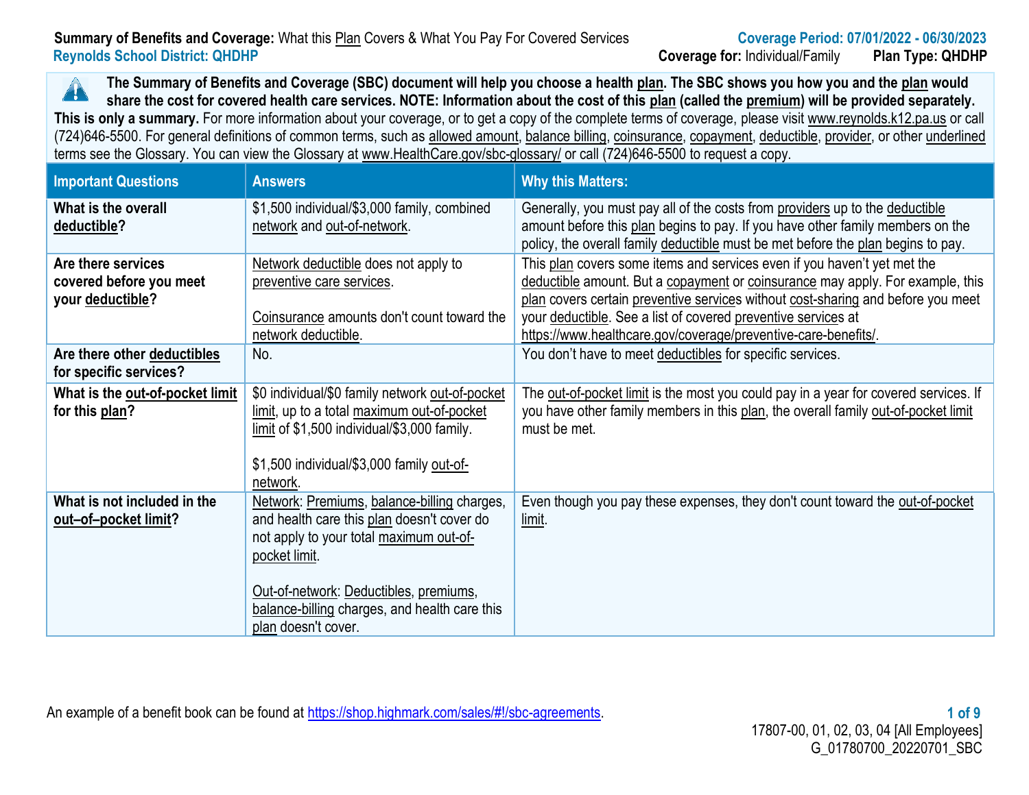**Summary of Benefits and Coverage:** What this Plan Covers & What You Pay For Covered Services
**Reynolds School District: QHDHP**

**Coverage Period: 07/01/2022 - 06/30/2023**
**Coverage for:** Individual/Family **Plan Type: QHDHP**

**The Summary of Benefits and Coverage (SBC) document will help you choose a health plan. The SBC shows you how you and the plan would share the cost for covered health care services. NOTE: Information about the cost of this plan (called the premium) will be provided separately. This is only a summary.** For more information about your coverage, or to get a copy of the complete terms of coverage, please visit www.reynolds.k12.pa.us or call (724)646-5500. For general definitions of common terms, such as allowed amount, balance billing, coinsurance, copayment, deductible, provider, or other underlined terms see the Glossary. You can view the Glossary at www.HealthCare.gov/sbc-glossary/ or call (724)646-5500 to request a copy.

| Important Questions | Answers | Why this Matters: |
|---|---|---|
| **What is the overall deductible?** | $1,500 individual/$3,000 family, combined network and out-of-network. | Generally, you must pay all of the costs from providers up to the deductible amount before this plan begins to pay. If you have other family members on the policy, the overall family deductible must be met before the plan begins to pay. |
| **Are there services covered before you meet your deductible?** | Network deductible does not apply to preventive care services.<br><br>Coinsurance amounts don't count toward the network deductible. | This plan covers some items and services even if you haven't yet met the deductible amount. But a copayment or coinsurance may apply. For example, this plan covers certain preventive services without cost-sharing and before you meet your deductible. See a list of covered preventive services at https://www.healthcare.gov/coverage/preventive-care-benefits/. |
| **Are there other deductibles for specific services?** | No. | You don't have to meet deductibles for specific services. |
| **What is the out-of-pocket limit for this plan?** | $0 individual/$0 family network out-of-pocket limit, up to a total maximum out-of-pocket limit of $1,500 individual/$3,000 family.<br><br>$1,500 individual/$3,000 family out-of-network. | The out-of-pocket limit is the most you could pay in a year for covered services. If you have other family members in this plan, the overall family out-of-pocket limit must be met. |
| **What is not included in the out–of–pocket limit?** | Network: Premiums, balance-billing charges, and health care this plan doesn't cover do not apply to your total maximum out-of-pocket limit.<br><br>Out-of-network: Deductibles, premiums, balance-billing charges, and health care this plan doesn't cover. | Even though you pay these expenses, they don't count toward the out-of-pocket limit. |

An example of a benefit book can be found at https://shop.highmark.com/sales/#!/sbc-agreements.

17807-00, 01, 02, 03, 04 [All Employees]
G_01780700_20220701_SBC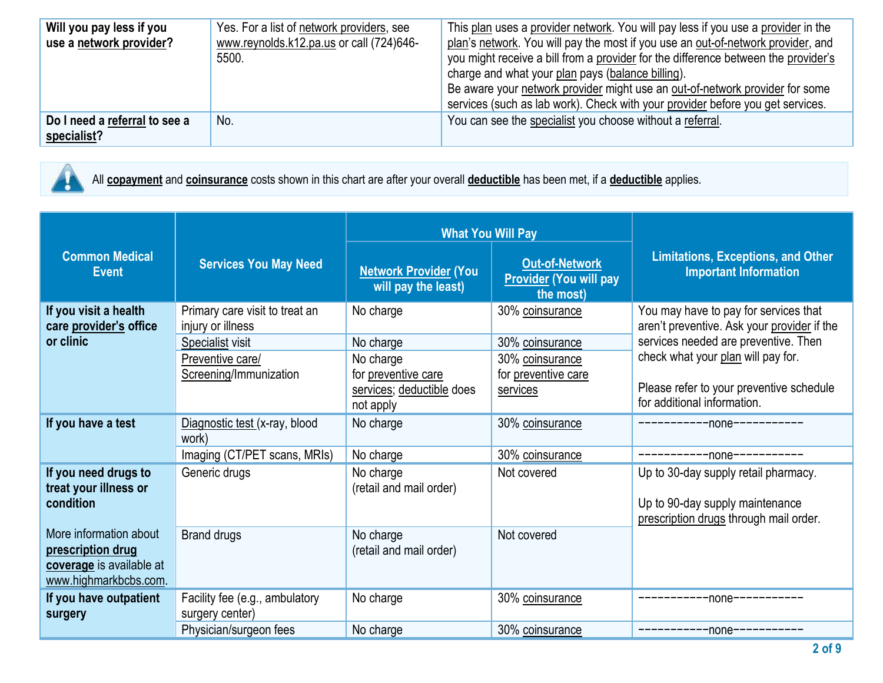| | | |
|---|---|---|
| **Will you pay less if you use a network provider?** | Yes. For a list of network providers, see www.reynolds.k12.pa.us or call (724)646-5500. | This plan uses a provider network. You will pay less if you use a provider in the plan's network. You will pay the most if you use an out-of-network provider, and you might receive a bill from a provider for the difference between the provider's charge and what your plan pays (balance billing). Be aware your network provider might use an out-of-network provider for some services (such as lab work). Check with your provider before you get services. |
| **Do I need a referral to see a specialist?** | No. | You can see the specialist you choose without a referral. |

All **copayment** and **coinsurance** costs shown in this chart are after your overall **deductible** has been met, if a **deductible** applies.

| Common Medical Event | Services You May Need | What You Will Pay | | Limitations, Exceptions, and Other Important Information |
|---|---|---|---|---|
| | | Network Provider (You will pay the least) | Out-of-Network Provider (You will pay the most) | |
| **If you visit a health care provider's office or clinic** | Primary care visit to treat an injury or illness | No charge | 30% coinsurance | You may have to pay for services that aren't preventive. Ask your provider if the services needed are preventive. Then check what your plan will pay for. Please refer to your preventive schedule for additional information. |
| | Specialist visit | No charge | 30% coinsurance | |
| | Preventive care/ Screening/Immunization | No charge for preventive care services; deductible does not apply | 30% coinsurance for preventive care services | |
| **If you have a test** | Diagnostic test (x-ray, blood work) | No charge | 30% coinsurance | -----------none----------- |
| | Imaging (CT/PET scans, MRIs) | No charge | 30% coinsurance | -----------none----------- |
| **If you need drugs to treat your illness or condition** More information about **prescription drug coverage** is available at www.highmarkbcbs.com. | Generic drugs | No charge (retail and mail order) | Not covered | Up to 30-day supply retail pharmacy. Up to 90-day supply maintenance prescription drugs through mail order. |
| | Brand drugs | No charge (retail and mail order) | Not covered | |
| **If you have outpatient surgery** | Facility fee (e.g., ambulatory surgery center) | No charge | 30% coinsurance | -----------none----------- |
| | Physician/surgeon fees | No charge | 30% coinsurance | -----------none----------- |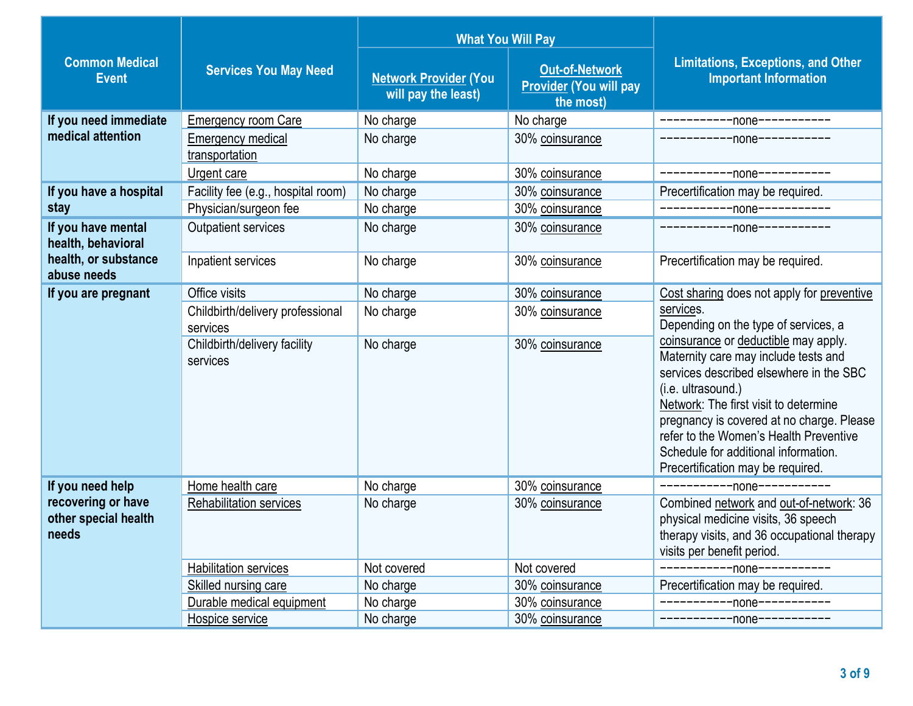| Common Medical Event | Services You May Need | What You Will Pay | | Limitations, Exceptions, and Other Important Information |
|---|---|---|---|---|
| | | Network Provider (You will pay the least) | Out-of-Network Provider (You will pay the most) | |
| If you need immediate medical attention | Emergency room Care | No charge | No charge | -----------none----------- |
| | Emergency medical transportation | No charge | 30% coinsurance | -----------none----------- |
| | Urgent care | No charge | 30% coinsurance | -----------none----------- |
| If you have a hospital stay | Facility fee (e.g., hospital room) | No charge | 30% coinsurance | Precertification may be required. |
| | Physician/surgeon fee | No charge | 30% coinsurance | -----------none----------- |
| If you have mental health, behavioral health, or substance abuse needs | Outpatient services | No charge | 30% coinsurance | -----------none----------- |
| | Inpatient services | No charge | 30% coinsurance | Precertification may be required. |
| If you are pregnant | Office visits | No charge | 30% coinsurance | Cost sharing does not apply for preventive services. Depending on the type of services, a coinsurance or deductible may apply. Maternity care may include tests and services described elsewhere in the SBC (i.e. ultrasound.) Network: The first visit to determine pregnancy is covered at no charge. Please refer to the Women's Health Preventive Schedule for additional information. Precertification may be required. |
| | Childbirth/delivery professional services | No charge | 30% coinsurance | |
| | Childbirth/delivery facility services | No charge | 30% coinsurance | |
| If you need help recovering or have other special health needs | Home health care | No charge | 30% coinsurance | -----------none----------- |
| | Rehabilitation services | No charge | 30% coinsurance | Combined network and out-of-network: 36 physical medicine visits, 36 speech therapy visits, and 36 occupational therapy visits per benefit period. |
| | Habilitation services | Not covered | Not covered | -----------none----------- |
| | Skilled nursing care | No charge | 30% coinsurance | Precertification may be required. |
| | Durable medical equipment | No charge | 30% coinsurance | -----------none----------- |
| | Hospice service | No charge | 30% coinsurance | -----------none----------- |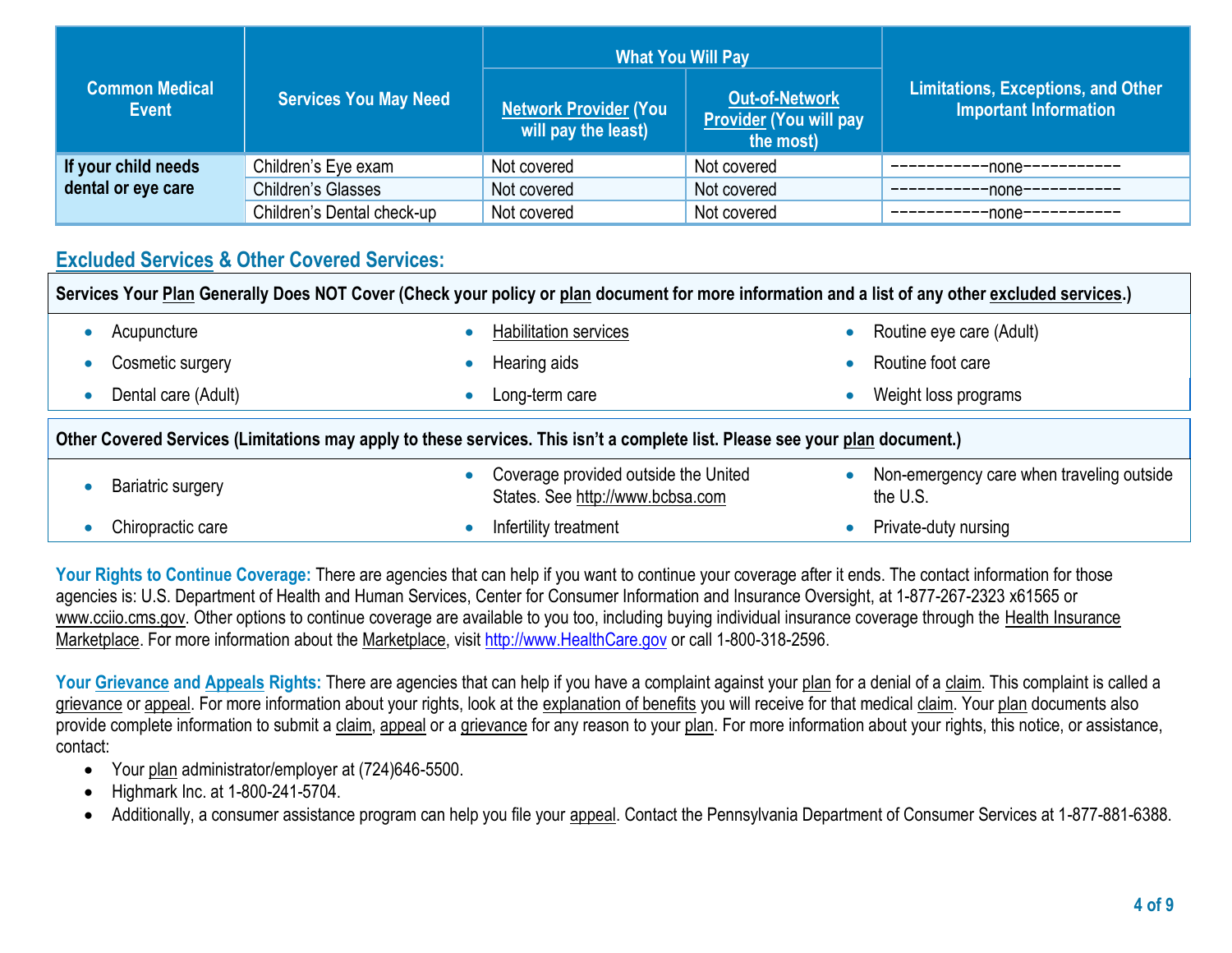| Common Medical Event | Services You May Need | What You Will Pay | | Limitations, Exceptions, and Other Important Information |
|---|---|---|---|---|
| | | Network Provider (You will pay the least) | Out-of-Network Provider (You will pay the most) | |
| If your child needs dental or eye care | Children's Eye exam | Not covered | Not covered | -----------none----------- |
| | Children's Glasses | Not covered | Not covered | -----------none----------- |
| | Children's Dental check-up | Not covered | Not covered | -----------none----------- |

## Excluded Services & Other Covered Services:

**Services Your Plan Generally Does NOT Cover (Check your policy or plan document for more information and a list of any other excluded services.)**

- Acupuncture
- Cosmetic surgery
- Dental care (Adult)
- Habilitation services
- Hearing aids
- Long-term care
- Routine eye care (Adult)
- Routine foot care
- Weight loss programs

**Other Covered Services (Limitations may apply to these services. This isn't a complete list. Please see your plan document.)**

- Bariatric surgery
- Chiropractic care
- Coverage provided outside the United States. See http://www.bcbsa.com
- Infertility treatment
- Non-emergency care when traveling outside the U.S.
- Private-duty nursing

**Your Rights to Continue Coverage:** There are agencies that can help if you want to continue your coverage after it ends. The contact information for those agencies is: U.S. Department of Health and Human Services, Center for Consumer Information and Insurance Oversight, at 1-877-267-2323 x61565 or www.cciio.cms.gov. Other options to continue coverage are available to you too, including buying individual insurance coverage through the Health Insurance Marketplace. For more information about the Marketplace, visit http://www.HealthCare.gov or call 1-800-318-2596.

**Your Grievance and Appeals Rights:** There are agencies that can help if you have a complaint against your plan for a denial of a claim. This complaint is called a grievance or appeal. For more information about your rights, look at the explanation of benefits you will receive for that medical claim. Your plan documents also provide complete information to submit a claim, appeal or a grievance for any reason to your plan. For more information about your rights, this notice, or assistance, contact:

- Your plan administrator/employer at (724)646-5500.
- Highmark Inc. at 1-800-241-5704.
- Additionally, a consumer assistance program can help you file your appeal. Contact the Pennsylvania Department of Consumer Services at 1-877-881-6388.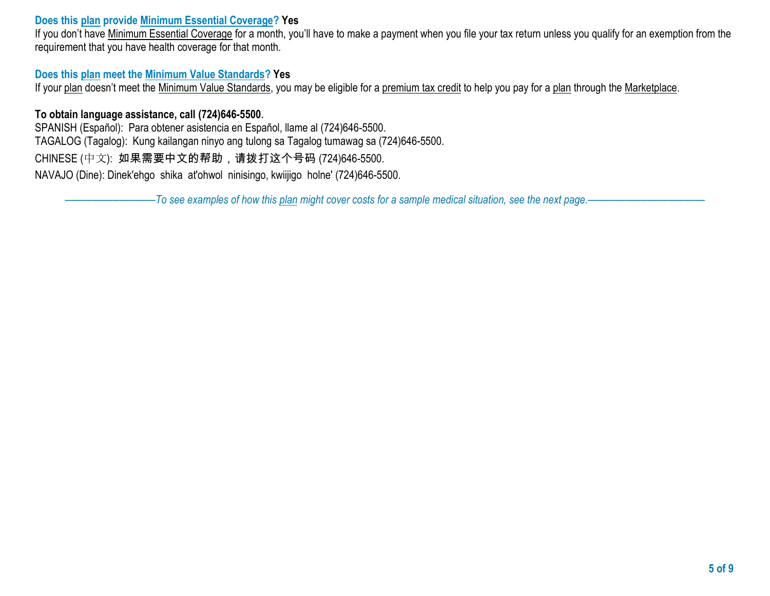**Does this plan provide Minimum Essential Coverage? Yes**

If you don't have Minimum Essential Coverage for a month, you'll have to make a payment when you file your tax return unless you qualify for an exemption from the requirement that you have health coverage for that month.

**Does this plan meet the Minimum Value Standards? Yes**

If your plan doesn't meet the Minimum Value Standards, you may be eligible for a premium tax credit to help you pay for a plan through the Marketplace.

**To obtain language assistance, call (724)646-5500.**

SPANISH (Español): Para obtener asistencia en Español, llame al (724)646-5500.

TAGALOG (Tagalog): Kung kailangan ninyo ang tulong sa Tagalog tumawag sa (724)646-5500.

CHINESE (中文): 如果需要中文的帮助，请拨打这个号码 (724)646-5500.

NAVAJO (Dine): Dinek'ehgo shika at'ohwol ninisingo, kwiijigo holne' (724)646-5500.

*——————————To see examples of how this plan might cover costs for a sample medical situation, see the next page.——————————*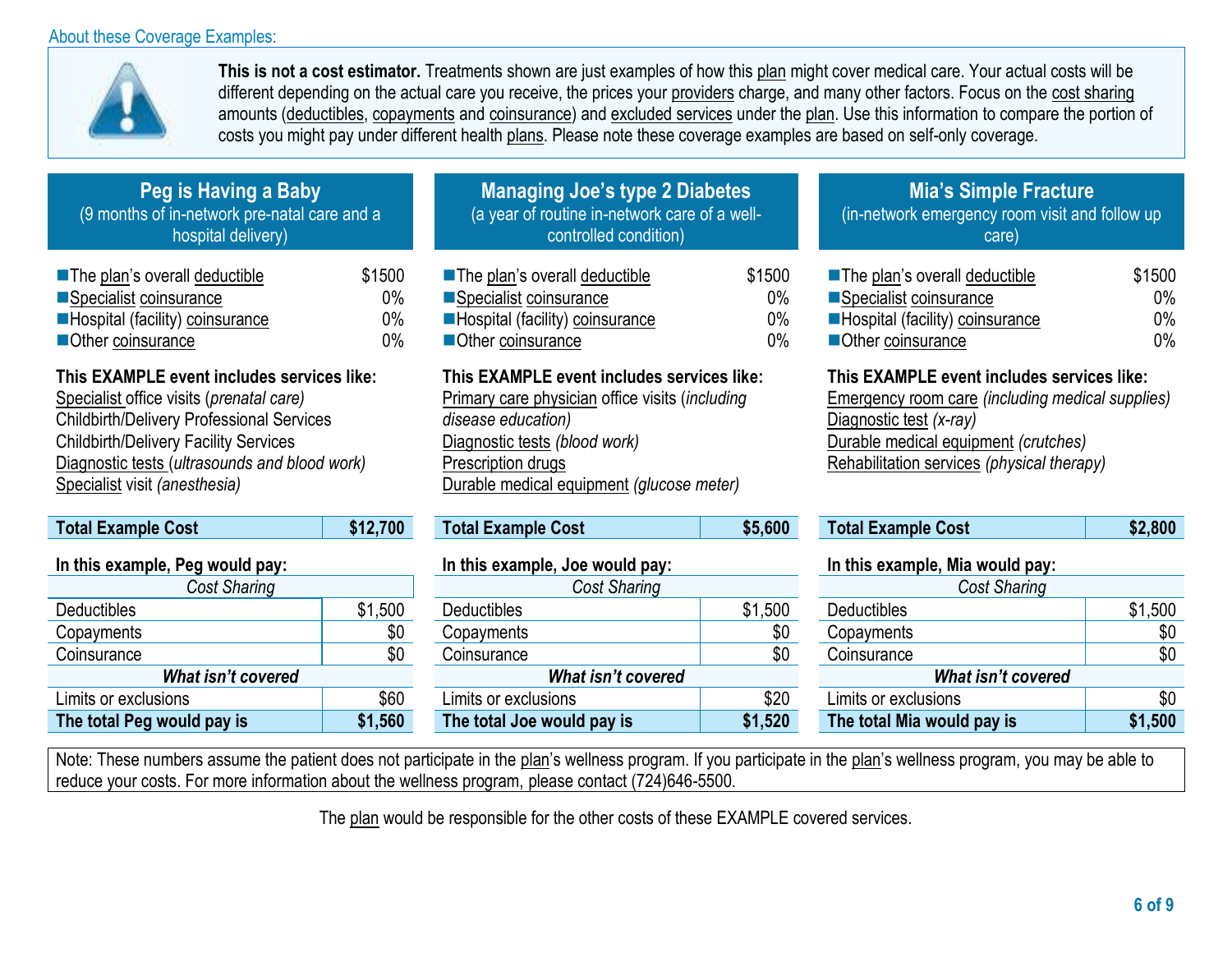About these Coverage Examples:

**This is not a cost estimator.** Treatments shown are just examples of how this plan might cover medical care. Your actual costs will be different depending on the actual care you receive, the prices your providers charge, and many other factors. Focus on the cost sharing amounts (deductibles, copayments and coinsurance) and excluded services under the plan. Use this information to compare the portion of costs you might pay under different health plans. Please note these coverage examples are based on self-only coverage.

## Peg is Having a Baby

(9 months of in-network pre-natal care and a hospital delivery)

| | |
|---|---|
| The plan's overall deductible | $1500 |
| Specialist coinsurance | 0% |
| Hospital (facility) coinsurance | 0% |
| Other coinsurance | 0% |

**This EXAMPLE event includes services like:**
Specialist office visits (*prenatal care)*
Childbirth/Delivery Professional Services
Childbirth/Delivery Facility Services
Diagnostic tests (*ultrasounds and blood work)*
Specialist visit *(anesthesia)*

| **Total Example Cost** | **$12,700** |
|---|---|

**In this example, Peg would pay:**

| *Cost Sharing* | |
|---|---|
| Deductibles | $1,500 |
| Copayments | $0 |
| Coinsurance | $0 |
| ***What isn't covered*** | |
| Limits or exclusions | $60 |
| **The total Peg would pay is** | **$1,560** |

## Managing Joe's type 2 Diabetes

(a year of routine in-network care of a well-controlled condition)

| | |
|---|---|
| The plan's overall deductible | $1500 |
| Specialist coinsurance | 0% |
| Hospital (facility) coinsurance | 0% |
| Other coinsurance | 0% |

**This EXAMPLE event includes services like:**
Primary care physician office visits (*including disease education)*
Diagnostic tests *(blood work)*
Prescription drugs
Durable medical equipment *(glucose meter)*

| **Total Example Cost** | **$5,600** |
|---|---|

**In this example, Joe would pay:**

| *Cost Sharing* | |
|---|---|
| Deductibles | $1,500 |
| Copayments | $0 |
| Coinsurance | $0 |
| ***What isn't covered*** | |
| Limits or exclusions | $20 |
| **The total Joe would pay is** | **$1,520** |

## Mia's Simple Fracture

(in-network emergency room visit and follow up care)

| | |
|---|---|
| The plan's overall deductible | $1500 |
| Specialist coinsurance | 0% |
| Hospital (facility) coinsurance | 0% |
| Other coinsurance | 0% |

**This EXAMPLE event includes services like:**
Emergency room care *(including medical supplies)*
Diagnostic test *(x-ray)*
Durable medical equipment *(crutches)*
Rehabilitation services *(physical therapy)*

| **Total Example Cost** | **$2,800** |
|---|---|

**In this example, Mia would pay:**

| *Cost Sharing* | |
|---|---|
| Deductibles | $1,500 |
| Copayments | $0 |
| Coinsurance | $0 |
| ***What isn't covered*** | |
| Limits or exclusions | $0 |
| **The total Mia would pay is** | **$1,500** |

Note: These numbers assume the patient does not participate in the plan's wellness program. If you participate in the plan's wellness program, you may be able to reduce your costs. For more information about the wellness program, please contact (724)646-5500.

The plan would be responsible for the other costs of these EXAMPLE covered services.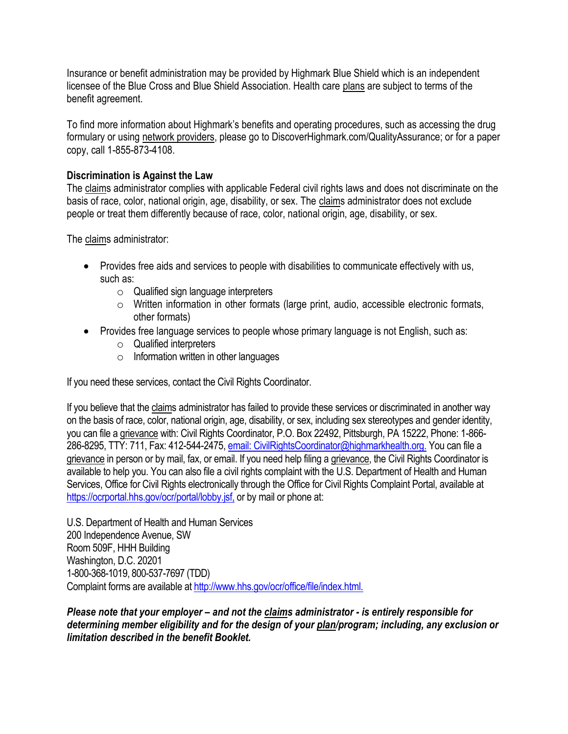Insurance or benefit administration may be provided by Highmark Blue Shield which is an independent licensee of the Blue Cross and Blue Shield Association. Health care plans are subject to terms of the benefit agreement.

To find more information about Highmark's benefits and operating procedures, such as accessing the drug formulary or using network providers, please go to DiscoverHighmark.com/QualityAssurance; or for a paper copy, call 1-855-873-4108.

**Discrimination is Against the Law**

The claims administrator complies with applicable Federal civil rights laws and does not discriminate on the basis of race, color, national origin, age, disability, or sex. The claims administrator does not exclude people or treat them differently because of race, color, national origin, age, disability, or sex.

The claims administrator:

- Provides free aids and services to people with disabilities to communicate effectively with us, such as:
  - Qualified sign language interpreters
  - Written information in other formats (large print, audio, accessible electronic formats, other formats)
- Provides free language services to people whose primary language is not English, such as:
  - Qualified interpreters
  - Information written in other languages

If you need these services, contact the Civil Rights Coordinator.

If you believe that the claims administrator has failed to provide these services or discriminated in another way on the basis of race, color, national origin, age, disability, or sex, including sex stereotypes and gender identity, you can file a grievance with: Civil Rights Coordinator, P.O. Box 22492, Pittsburgh, PA 15222, Phone: 1-866-286-8295, TTY: 711, Fax: 412-544-2475, email: CivilRightsCoordinator@highmarkhealth.org. You can file a grievance in person or by mail, fax, or email. If you need help filing a grievance, the Civil Rights Coordinator is available to help you. You can also file a civil rights complaint with the U.S. Department of Health and Human Services, Office for Civil Rights electronically through the Office for Civil Rights Complaint Portal, available at https://ocrportal.hhs.gov/ocr/portal/lobby.jsf, or by mail or phone at:

U.S. Department of Health and Human Services
200 Independence Avenue, SW
Room 509F, HHH Building
Washington, D.C. 20201
1-800-368-1019, 800-537-7697 (TDD)
Complaint forms are available at http://www.hhs.gov/ocr/office/file/index.html.

***Please note that your employer – and not the claims administrator - is entirely responsible for determining member eligibility and for the design of your plan/program; including, any exclusion or limitation described in the benefit Booklet.***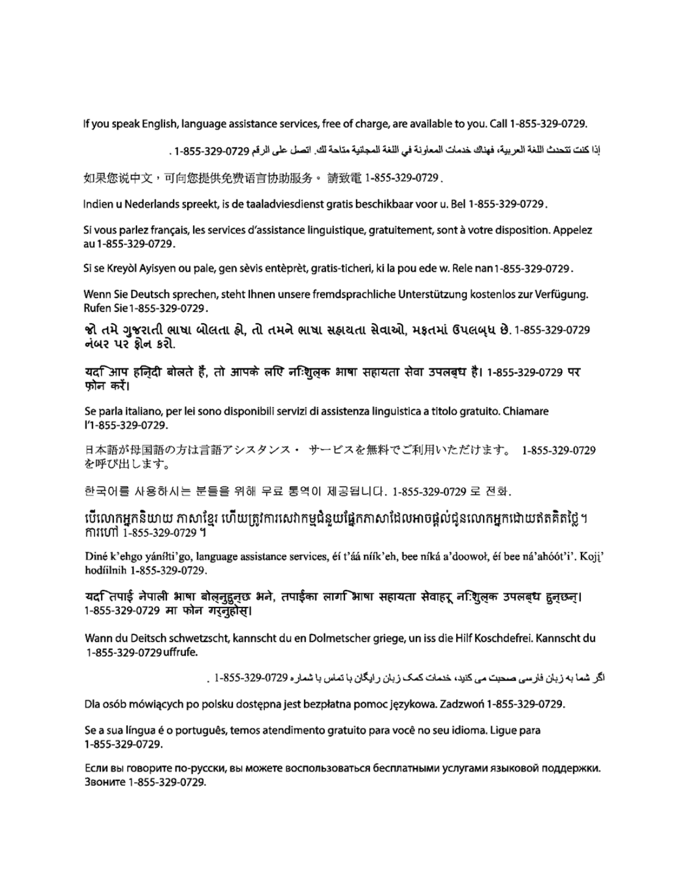If you speak English, language assistance services, free of charge, are available to you. Call 1-855-329-0729.

إذا كنت تتحدث اللغة العربية، فهناك خدمات المعاونة في اللغة المجانية متاحة لك. اتصل على الرقم 1-855-329-0729 .

如果您说中文，可向您提供免费语言协助服务。 請致電 1-855-329-0729 .

Indien u Nederlands spreekt, is de taaladviesdienst gratis beschikbaar voor u. Bel 1-855-329-0729.

Si vous parlez français, les services d'assistance linguistique, gratuitement, sont à votre disposition. Appelez au 1-855-329-0729.

Si se Kreyòl Ayisyen ou pale, gen sèvis entèprèt, gratis-ticheri, ki la pou ede w. Rele nan 1-855-329-0729.

Wenn Sie Deutsch sprechen, steht Ihnen unsere fremdsprachliche Unterstützung kostenlos zur Verfügung. Rufen Sie 1-855-329-0729.

જો તમે ગુજરાતી ભાષા બોલતા હો, તો તમને ભાષા સહાયતા સેવાઓ, મફતમાં ઉપલબ્ધ છે. 1-855-329-0729 નંબર પર ફોન કરો.

यदि आप हिन्दी बोलते हैं, तो आपके लिए निःशुल्क भाषा सहायता सेवा उपलब्ध है। 1-855-329-0729 पर फ़ोन करें।

Se parla italiano, per lei sono disponibili servizi di assistenza linguistica a titolo gratuito. Chiamare l'1-855-329-0729.

日本語が母国語の方は言語アシスタンス・ サービスを無料でご利用いただけます。 1-855-329-0729 を呼び出します。

한국어를 사용하시는 분들을 위해 무료 통역이 제공됩니다. 1-855-329-0729 로 전화.

បើលោកអ្នកនិយាយ ភាសាខ្មែរ ហើយត្រូវការសេវាកម្មជំនួយផ្នែកភាសាដែលអាចផ្ដល់ជូនលោកអ្នកដោយឥតគិតថ្លៃ។ ការហៅ 1-855-329-0729 ។

Diné k'ehgo yáníłti'go, language assistance services, éí t'áá níík'eh, bee níká a'doowoł, éí bee ná'ahóót'i'. Koj̨į' hodíílnih 1-855-329-0729.

यदि तपाई नेपाली भाषा बोल्नुहुन्छ भने, तपाईंका लागि भाषा सहायता सेवाहरू निःशुल्क उपलब्ध हुन्छन्। 1-855-329-0729 मा फोन गर्नुहोस्।

Wann du Deitsch schwetzscht, kannscht du en Dolmetscher griege, un iss die Hilf Koschdefrei. Kannscht du 1-855-329-0729 uffrufe.

اگر شما به زبان فارسی صحبت می کنید، خدمات کمک زبان رایگان با تماس با شماره 1-855-329-0729 .

Dla osób mówiących po polsku dostępna jest bezpłatna pomoc językowa. Zadzwoń 1-855-329-0729.

Se a sua língua é o português, temos atendimento gratuito para você no seu idioma. Ligue para 1-855-329-0729.

Если вы говорите по-русски, вы можете воспользоваться бесплатными услугами языковой поддержки. Звоните 1-855-329-0729.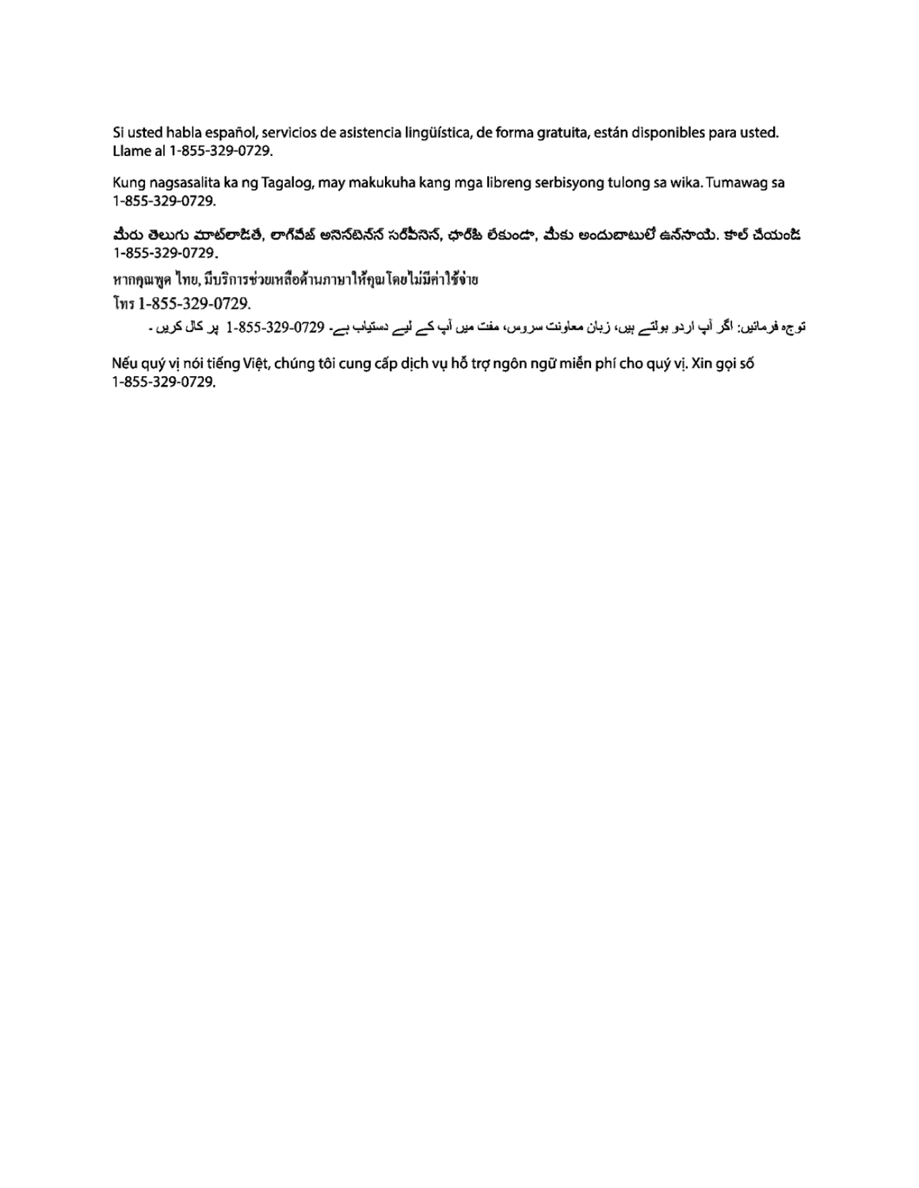Si usted habla español, servicios de asistencia lingüística, de forma gratuita, están disponibles para usted. Llame al 1-855-329-0729.

Kung nagsasalita ka ng Tagalog, may makukuha kang mga libreng serbisyong tulong sa wika. Tumawag sa 1-855-329-0729.

మీరు తెలుగు మాట్లాడితే, లాగ్వేజ్ అసిస్టెన్స్ సర్వీసెస్, ఛార్జీ లేకుండా, మీకు అందుబాటులో ఉన్నాయి. కాల్ చేయండి 1-855-329-0729.

หากคุณพูด ไทย, มีบริการช่วยเหลือด้านภาษาให้คุณโดยไม่มีค่าใช้จ่าย โทร 1-855-329-0729.

توجہ فرمائیں: اگر آپ اردو بولتے ہیں، زبان معاونت سروس، مفت میں آپ کے لیے دستیاب ہے۔ 1-855-329-0729 پر کال کریں ۔

Nếu quý vị nói tiếng Việt, chúng tôi cung cấp dịch vụ hỗ trợ ngôn ngữ miễn phí cho quý vị. Xin gọi số 1-855-329-0729.